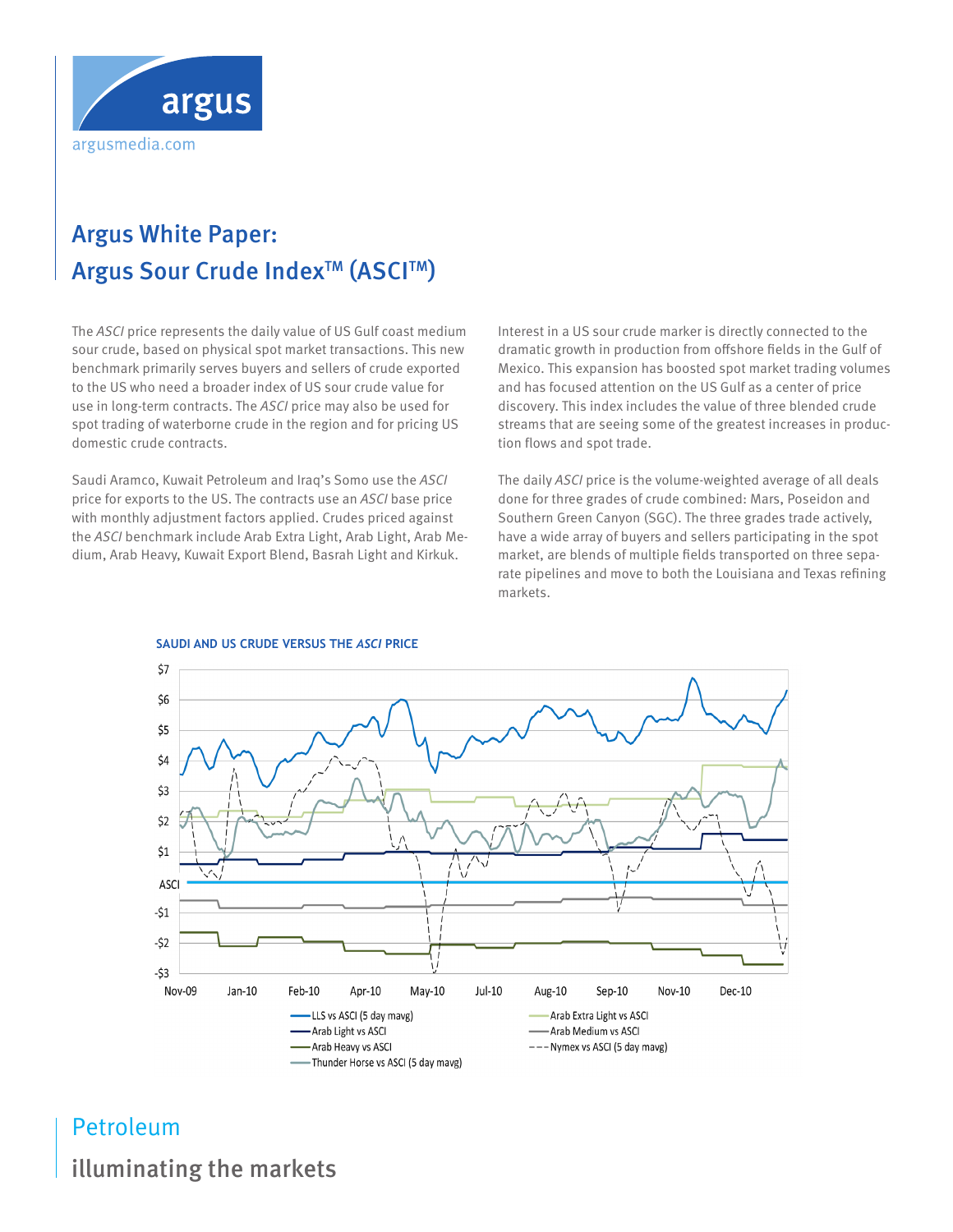argusmedia.com

# Argus White Paper: Argus Sour Crude Index™ (ASCI™)

The *ASCI* price represents the daily value of US Gulf coast medium sour crude, based on physical spot market transactions. This new benchmark primarily serves buyers and sellers of crude exported to the US who need a broader index of US sour crude value for use in long-term contracts. The *ASCI* price may also be used for spot trading of waterborne crude in the region and for pricing US domestic crude contracts.

Saudi Aramco, Kuwait Petroleum and Iraq's Somo use the *ASCI* price for exports to the US. The contracts use an *ASCI* base price with monthly adjustment factors applied. Crudes priced against the *ASCI* benchmark include Arab Extra Light, Arab Light, Arab Medium, Arab Heavy, Kuwait Export Blend, Basrah Light and Kirkuk.

Interest in a US sour crude marker is directly connected to the dramatic growth in production from offshore fields in the Gulf of Mexico. This expansion has boosted spot market trading volumes and has focused attention on the US Gulf as a center of price discovery. This index includes the value of three blended crude streams that are seeing some of the greatest increases in production flows and spot trade.

The daily *ASCI* price is the volume-weighted average of all deals done for three grades of crude combined: Mars, Poseidon and Southern Green Canyon (SGC). The three grades trade actively, have a wide array of buyers and sellers participating in the spot market, are blends of multiple fields transported on three separate pipelines and move to both the Louisiana and Texas refining markets.

**SAUDI AND US CRUDE VERSUS THE *ASCI* PRICE**

Petroleum

illuminating the markets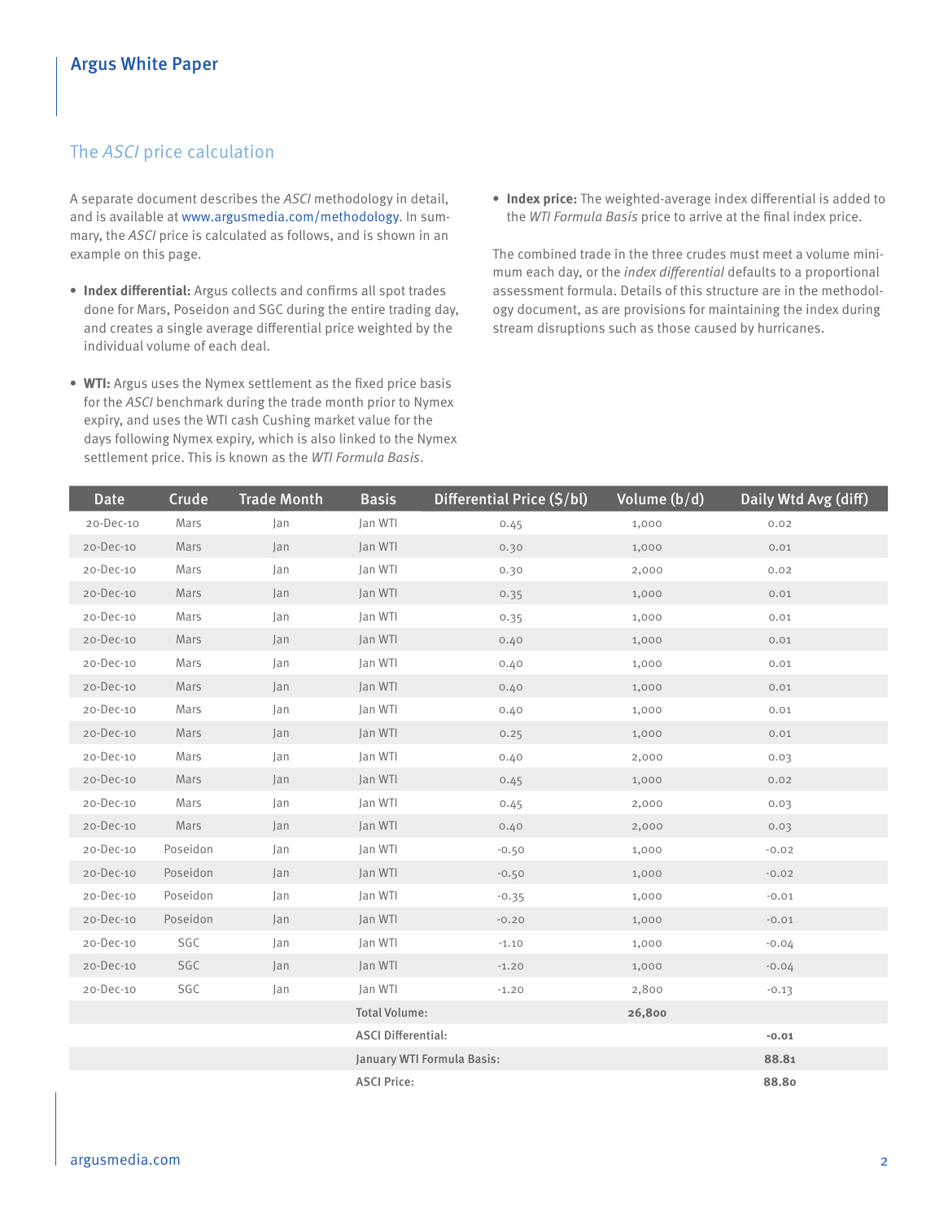## The *ASCI* price calculation

A separate document describes the *ASCI* methodology in detail, and is available at www.argusmedia.com/methodology. In summary, the *ASCI* price is calculated as follows, and is shown in an example on this page.

- **Index differential:** Argus collects and confirms all spot trades done for Mars, Poseidon and SGC during the entire trading day, and creates a single average differential price weighted by the individual volume of each deal.
- **WTI:** Argus uses the Nymex settlement as the fixed price basis for the *ASCI* benchmark during the trade month prior to Nymex expiry, and uses the WTI cash Cushing market value for the days following Nymex expiry, which is also linked to the Nymex settlement price. This is known as the *WTI Formula Basis*.
- **Index price:** The weighted-average index differential is added to the *WTI Formula Basis* price to arrive at the final index price.

The combined trade in the three crudes must meet a volume minimum each day, or the *index differential* defaults to a proportional assessment formula. Details of this structure are in the methodology document, as are provisions for maintaining the index during stream disruptions such as those caused by hurricanes.

| Date | Crude | Trade Month | Basis | Differential Price ($/bl) | Volume (b/d) | Daily Wtd Avg (diff) |
|---|---|---|---|---|---|---|
| 20-Dec-10 | Mars | Jan | Jan WTI | 0.45 | 1,000 | 0.02 |
| 20-Dec-10 | Mars | Jan | Jan WTI | 0.30 | 1,000 | 0.01 |
| 20-Dec-10 | Mars | Jan | Jan WTI | 0.30 | 2,000 | 0.02 |
| 20-Dec-10 | Mars | Jan | Jan WTI | 0.35 | 1,000 | 0.01 |
| 20-Dec-10 | Mars | Jan | Jan WTI | 0.35 | 1,000 | 0.01 |
| 20-Dec-10 | Mars | Jan | Jan WTI | 0.40 | 1,000 | 0.01 |
| 20-Dec-10 | Mars | Jan | Jan WTI | 0.40 | 1,000 | 0.01 |
| 20-Dec-10 | Mars | Jan | Jan WTI | 0.40 | 1,000 | 0.01 |
| 20-Dec-10 | Mars | Jan | Jan WTI | 0.40 | 1,000 | 0.01 |
| 20-Dec-10 | Mars | Jan | Jan WTI | 0.25 | 1,000 | 0.01 |
| 20-Dec-10 | Mars | Jan | Jan WTI | 0.40 | 2,000 | 0.03 |
| 20-Dec-10 | Mars | Jan | Jan WTI | 0.45 | 1,000 | 0.02 |
| 20-Dec-10 | Mars | Jan | Jan WTI | 0.45 | 2,000 | 0.03 |
| 20-Dec-10 | Mars | Jan | Jan WTI | 0.40 | 2,000 | 0.03 |
| 20-Dec-10 | Poseidon | Jan | Jan WTI | -0.50 | 1,000 | -0.02 |
| 20-Dec-10 | Poseidon | Jan | Jan WTI | -0.50 | 1,000 | -0.02 |
| 20-Dec-10 | Poseidon | Jan | Jan WTI | -0.35 | 1,000 | -0.01 |
| 20-Dec-10 | Poseidon | Jan | Jan WTI | -0.20 | 1,000 | -0.01 |
| 20-Dec-10 | SGC | Jan | Jan WTI | -1.10 | 1,000 | -0.04 |
| 20-Dec-10 | SGC | Jan | Jan WTI | -1.20 | 1,000 | -0.04 |
| 20-Dec-10 | SGC | Jan | Jan WTI | -1.20 | 2,800 | -0.13 |
| | | | Total Volume: | | **26,800** | |
| | | | ASCI Differential: | | | **-0.01** |
| | | | January WTI Formula Basis: | | | **88.81** |
| | | | ASCI Price: | | | **88.80** |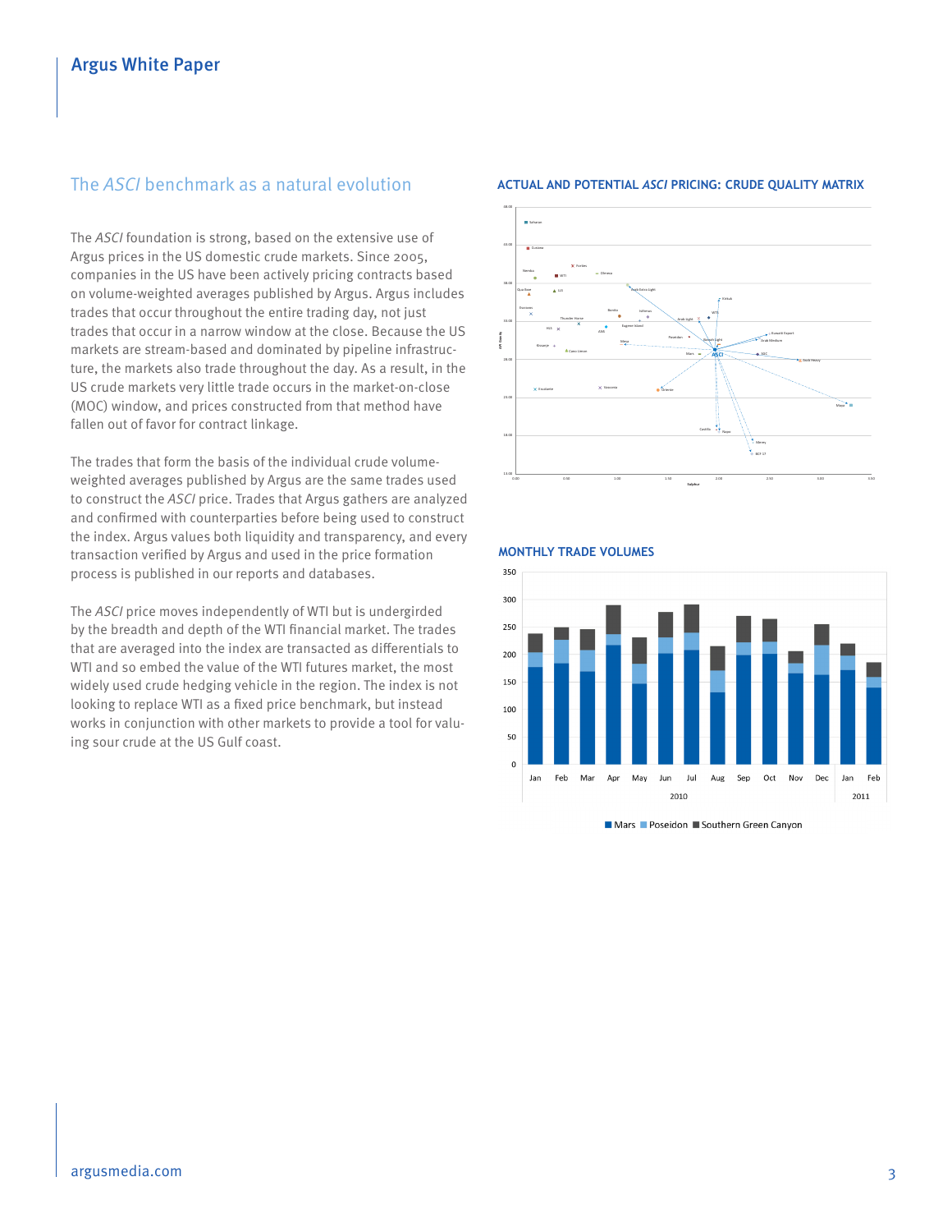## The *ASCI* benchmark as a natural evolution

The *ASCI* foundation is strong, based on the extensive use of Argus prices in the US domestic crude markets. Since 2005, companies in the US have been actively pricing contracts based on volume-weighted averages published by Argus. Argus includes trades that occur throughout the entire trading day, not just trades that occur in a narrow window at the close. Because the US markets are stream-based and dominated by pipeline infrastructure, the markets also trade throughout the day. As a result, in the US crude markets very little trade occurs in the market-on-close (MOC) window, and prices constructed from that method have fallen out of favor for contract linkage.

The trades that form the basis of the individual crude volume-weighted averages published by Argus are the same trades used to construct the *ASCI* price. Trades that Argus gathers are analyzed and confirmed with counterparties before being used to construct the index. Argus values both liquidity and transparency, and every transaction verified by Argus and used in the price formation process is published in our reports and databases.

The *ASCI* price moves independently of WTI but is undergirded by the breadth and depth of the WTI financial market. The trades that are averaged into the index are transacted as differentials to WTI and so embed the value of the WTI futures market, the most widely used crude hedging vehicle in the region. The index is not looking to replace WTI as a fixed price benchmark, but instead works in conjunction with other markets to provide a tool for valuing sour crude at the US Gulf coast.

**ACTUAL AND POTENTIAL *ASCI* PRICING: CRUDE QUALITY MATRIX**

**MONTHLY TRADE VOLUMES**

| Month | Mars | Poseidon | Southern Green Canyon | Total |
|---|---|---|---|---|
| Jan 2010 | 177 | 26 | 35 | 238 |
| Feb 2010 | 183 | 44 | 22 | 249 |
| Mar 2010 | 169 | 38 | 38 | 245 |
| Apr 2010 | 217 | 20 | 53 | 290 |
| May 2010 | 147 | 35 | 50 | 232 |
| Jun 2010 | 201 | 30 | 46 | 277 |
| Jul 2010 | 208 | 32 | 52 | 292 |
| Aug 2010 | 131 | 39 | 45 | 215 |
| Sep 2010 | 198 | 24 | 48 | 270 |
| Oct 2010 | 200 | 22 | 42 | 264 |
| Nov 2010 | 165 | 18 | 22 | 205 |
| Dec 2010 | 162 | 54 | 39 | 255 |
| Jan 2011 | 171 | 27 | 21 | 219 |
| Feb 2011 | 140 | 18 | 27 | 185 |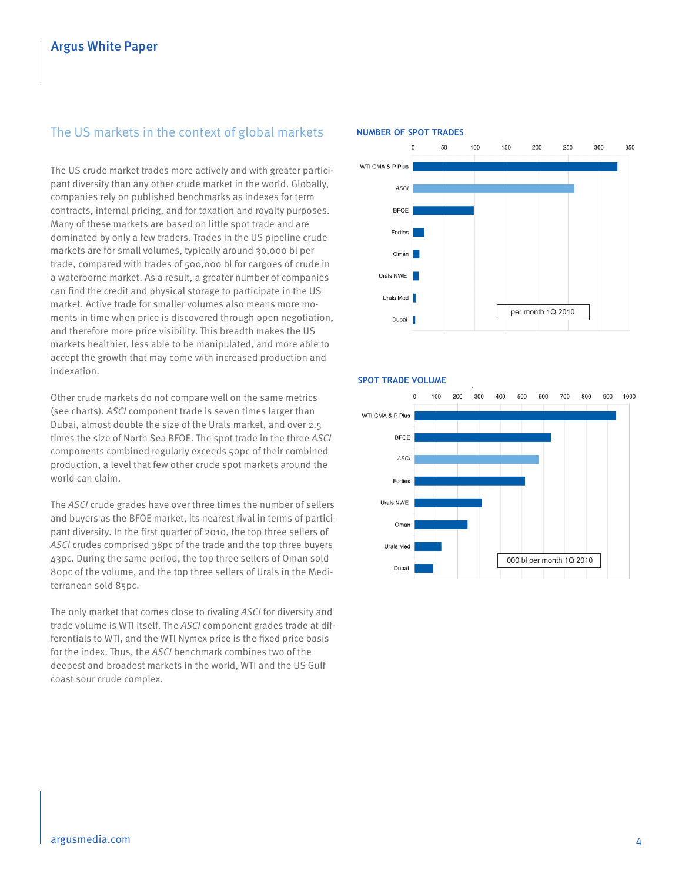## The US markets in the context of global markets

The US crude market trades more actively and with greater participant diversity than any other crude market in the world. Globally, companies rely on published benchmarks as indexes for term contracts, internal pricing, and for taxation and royalty purposes. Many of these markets are based on little spot trade and are dominated by only a few traders. Trades in the US pipeline crude markets are for small volumes, typically around 30,000 bl per trade, compared with trades of 500,000 bl for cargoes of crude in a waterborne market. As a result, a greater number of companies can find the credit and physical storage to participate in the US market. Active trade for smaller volumes also means more moments in time when price is discovered through open negotiation, and therefore more price visibility. This breadth makes the US markets healthier, less able to be manipulated, and more able to accept the growth that may come with increased production and indexation.

Other crude markets do not compare well on the same metrics (see charts). *ASCI* component trade is seven times larger than Dubai, almost double the size of the Urals market, and over 2.5 times the size of North Sea BFOE. The spot trade in the three *ASCI* components combined regularly exceeds 50pc of their combined production, a level that few other crude spot markets around the world can claim.

The *ASCI* crude grades have over three times the number of sellers and buyers as the BFOE market, its nearest rival in terms of participant diversity. In the first quarter of 2010, the top three sellers of *ASCI* crudes comprised 38pc of the trade and the top three buyers 43pc. During the same period, the top three sellers of Oman sold 80pc of the volume, and the top three sellers of Urals in the Mediterranean sold 85pc.

The only market that comes close to rivaling *ASCI* for diversity and trade volume is WTI itself. The *ASCI* component grades trade at differentials to WTI, and the WTI Nymex price is the fixed price basis for the index. Thus, the *ASCI* benchmark combines two of the deepest and broadest markets in the world, WTI and the US Gulf coast sour crude complex.

### NUMBER OF SPOT TRADES

per month 1Q 2010

| Market | Approx. trades |
|---|---|
| WTI CMA & P Plus | ~330 |
| *ASCI* | ~260 |
| BFOE | ~98 |
| Forties | ~17 |
| Oman | ~10 |
| Urals NWE | ~9 |
| Urals Med | ~3 |
| Dubai | ~3 |

### SPOT TRADE VOLUME

000 bl per month 1Q 2010

| Market | Approx. volume |
|---|---|
| WTI CMA & P Plus | ~935 |
| BFOE | ~635 |
| *ASCI* | ~580 |
| Forties | ~515 |
| Urals NWE | ~315 |
| Oman | ~245 |
| Urals Med | ~125 |
| Dubai | ~85 |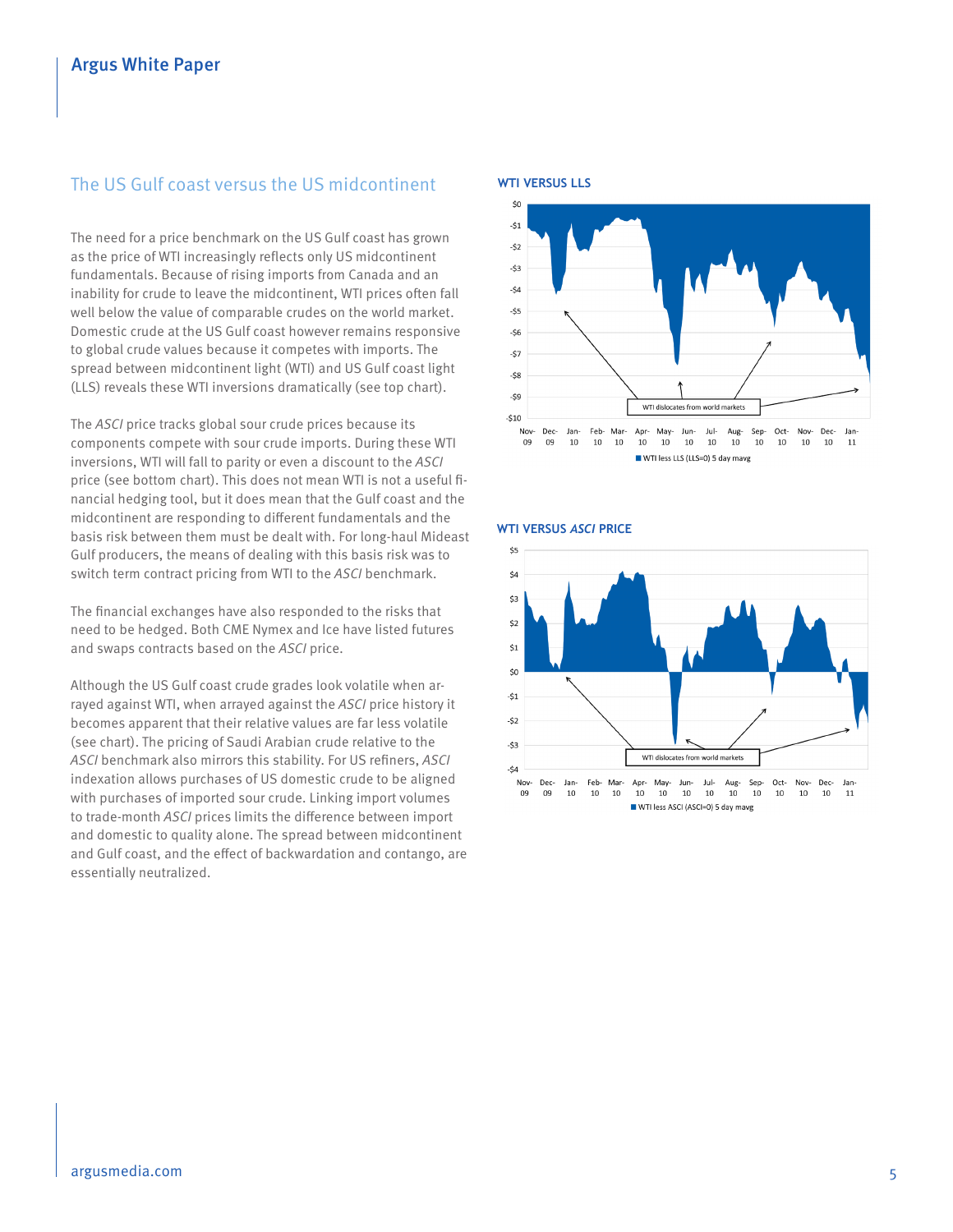## The US Gulf coast versus the US midcontinent

The need for a price benchmark on the US Gulf coast has grown as the price of WTI increasingly reflects only US midcontinent fundamentals. Because of rising imports from Canada and an inability for crude to leave the midcontinent, WTI prices often fall well below the value of comparable crudes on the world market. Domestic crude at the US Gulf coast however remains responsive to global crude values because it competes with imports. The spread between midcontinent light (WTI) and US Gulf coast light (LLS) reveals these WTI inversions dramatically (see top chart).

The *ASCI* price tracks global sour crude prices because its components compete with sour crude imports. During these WTI inversions, WTI will fall to parity or even a discount to the *ASCI* price (see bottom chart). This does not mean WTI is not a useful financial hedging tool, but it does mean that the Gulf coast and the midcontinent are responding to different fundamentals and the basis risk between them must be dealt with. For long-haul Mideast Gulf producers, the means of dealing with this basis risk was to switch term contract pricing from WTI to the *ASCI* benchmark.

The financial exchanges have also responded to the risks that need to be hedged. Both CME Nymex and Ice have listed futures and swaps contracts based on the *ASCI* price.

Although the US Gulf coast crude grades look volatile when arrayed against WTI, when arrayed against the *ASCI* price history it becomes apparent that their relative values are far less volatile (see chart). The pricing of Saudi Arabian crude relative to the *ASCI* benchmark also mirrors this stability. For US refiners, *ASCI* indexation allows purchases of US domestic crude to be aligned with purchases of imported sour crude. Linking import volumes to trade-month *ASCI* prices limits the difference between import and domestic to quality alone. The spread between midcontinent and Gulf coast, and the effect of backwardation and contango, are essentially neutralized.

### WTI VERSUS LLS

$0, -$1, -$2, -$3, -$4, -$5, -$6, -$7, -$8, -$9, -$10

WTI dislocates from world markets

Nov-09, Dec-09, Jan-10, Feb-10, Mar-10, Apr-10, May-10, Jun-10, Jul-10, Aug-10, Sep-10, Oct-10, Nov-10, Dec-10, Jan-11

■ WTI less LLS (LLS=0) 5 day mavg

### WTI VERSUS *ASCI* PRICE

$5, $4, $3, $2, $1, $0, -$1, -$2, -$3, -$4

WTI dislocates from world markets

Nov-09, Dec-09, Jan-10, Feb-10, Mar-10, Apr-10, May-10, Jun-10, Jul-10, Aug-10, Sep-10, Oct-10, Nov-10, Dec-10, Jan-11

■ WTI less ASCI (ASCI=0) 5 day mavg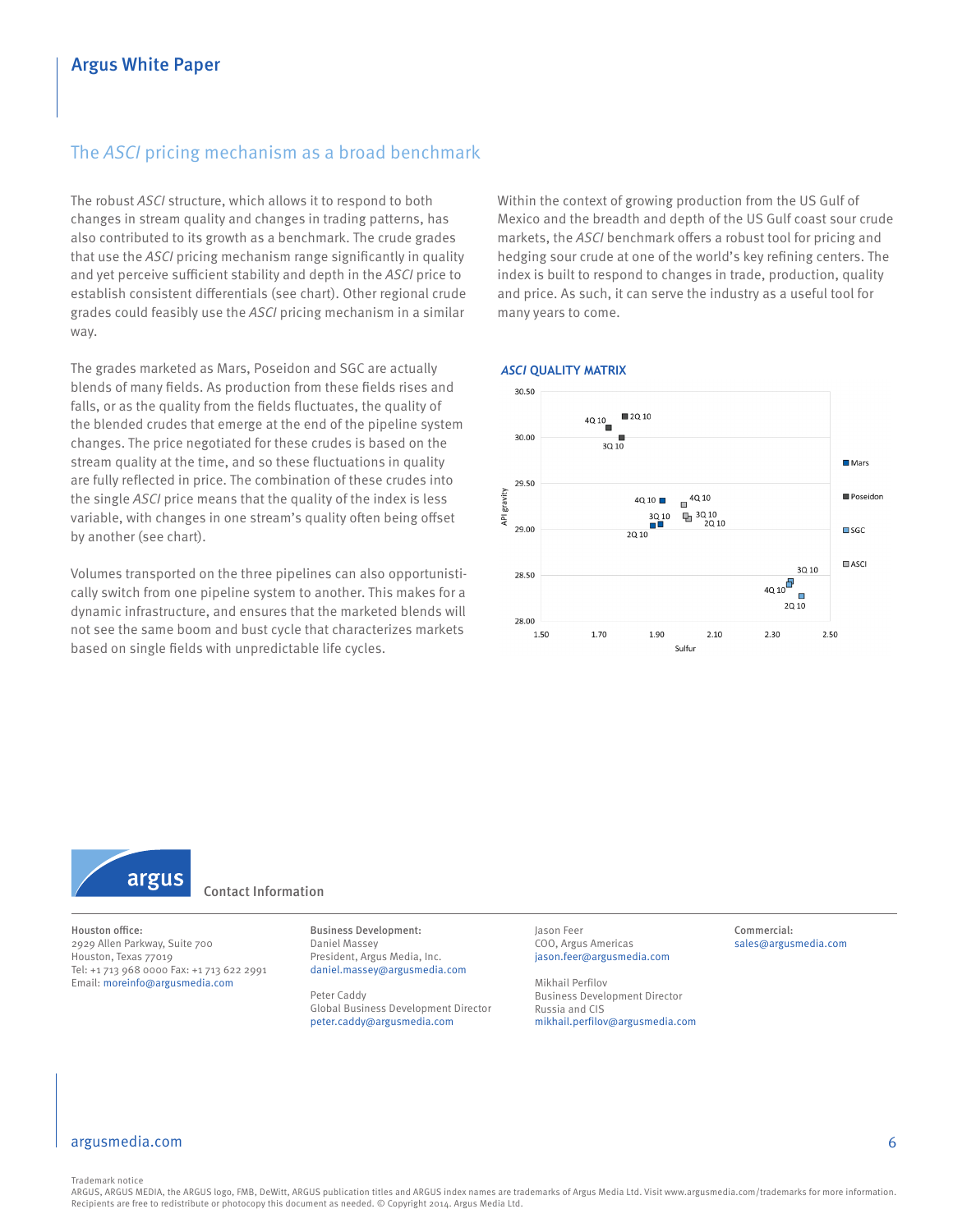## The *ASCI* pricing mechanism as a broad benchmark

The robust *ASCI* structure, which allows it to respond to both changes in stream quality and changes in trading patterns, has also contributed to its growth as a benchmark. The crude grades that use the *ASCI* pricing mechanism range significantly in quality and yet perceive sufficient stability and depth in the *ASCI* price to establish consistent differentials (see chart). Other regional crude grades could feasibly use the *ASCI* pricing mechanism in a similar way.

The grades marketed as Mars, Poseidon and SGC are actually blends of many fields. As production from these fields rises and falls, or as the quality from the fields fluctuates, the quality of the blended crudes that emerge at the end of the pipeline system changes. The price negotiated for these crudes is based on the stream quality at the time, and so these fluctuations in quality are fully reflected in price. The combination of these crudes into the single *ASCI* price means that the quality of the index is less variable, with changes in one stream's quality often being offset by another (see chart).

Volumes transported on the three pipelines can also opportunistically switch from one pipeline system to another. This makes for a dynamic infrastructure, and ensures that the marketed blends will not see the same boom and bust cycle that characterizes markets based on single fields with unpredictable life cycles.

Within the context of growing production from the US Gulf of Mexico and the breadth and depth of the US Gulf coast sour crude markets, the *ASCI* benchmark offers a robust tool for pricing and hedging sour crude at one of the world's key refining centers. The index is built to respond to changes in trade, production, quality and price. As such, it can serve the industry as a useful tool for many years to come.

***ASCI* QUALITY MATRIX**

API gravity
30.50
30.00
29.50
29.00
28.50
28.00

Sulfur
1.50
1.70
1.90
2.10
2.30
2.50

4Q 10
2Q 10
3Q 10
4Q 10
4Q 10
3Q 10
3Q 10
2Q 10
2Q 10
3Q 10
4Q 10
2Q 10

Mars
Poseidon
SGC
ASCI

### Contact Information

**Houston office:**
2929 Allen Parkway, Suite 700
Houston, Texas 77019
Tel: +1 713 968 0000 Fax: +1 713 622 2991
Email: moreinfo@argusmedia.com

**Business Development:**
Daniel Massey
President, Argus Media, Inc.
daniel.massey@argusmedia.com

Peter Caddy
Global Business Development Director
peter.caddy@argusmedia.com

Jason Feer
COO, Argus Americas
jason.feer@argusmedia.com

Mikhail Perfilov
Business Development Director
Russia and CIS
mikhail.perfilov@argusmedia.com

**Commercial:**
sales@argusmedia.com

Trademark notice
ARGUS, ARGUS MEDIA, the ARGUS logo, FMB, DeWitt, ARGUS publication titles and ARGUS index names are trademarks of Argus Media Ltd. Visit www.argusmedia.com/trademarks for more information.
Recipients are free to redistribute or photocopy this document as needed. © Copyright 2014. Argus Media Ltd.